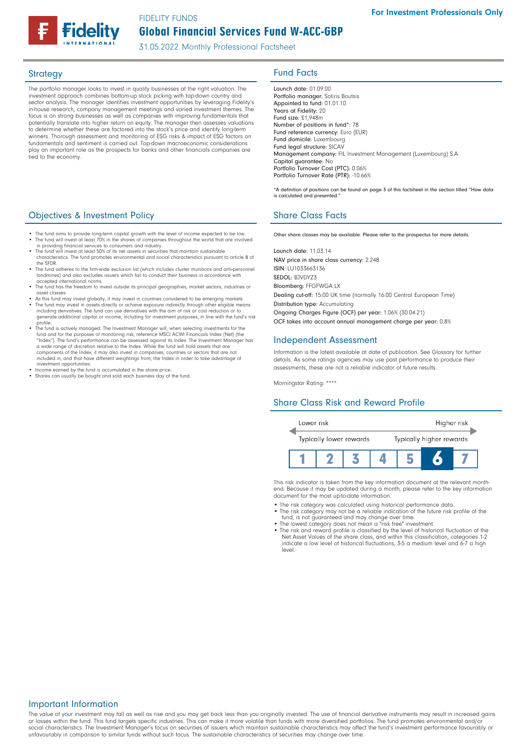FIDELITY FUNDS

# Global Financial Services Fund W-ACC-GBP

31.05.2022 Monthly Professional Factsheet

For Investment Professionals Only

## Strategy

The portfolio manager looks to invest in quality businesses at the right valuation. The investment approach combines bottom-up stock picking with top-down country and sector analysis. The manager identifies investment opportunities by leveraging Fidelity's in-house research, company management meetings and varied investment themes. The focus is on strong businesses as well as companies with improving fundamentals that potentially translate into higher return on equity. The manager then assesses valuations to determine whether these are factored into the stock's price and identify long-term winners. Thorough assessment and monitoring of ESG risks & impact of ESG factors on fundamentals and sentiment is carried out. Top-down macroeconomic considerations play an important role as the prospects for banks and other financials companies are tied to the economy.

## Objectives & Investment Policy

- The fund aims to provide long-term capital growth with the level of income expected to be low.
- The fund will invest at least 70% in the shares of companies throughout the world that are involved in providing financial services to consumers and industry.
- The fund will invest at least 50% of its net assets in securities that maintain sustainable characteristics. The fund promotes environmental and social characteristics pursuant to article 8 of the SFDR.
- The fund adheres to the firm-wide exclusion list (which includes cluster munitions and anti-personnel landmines) and also excludes issuers which fail to conduct their business in accordance with accepted international norms.
- The fund has the freedom to invest outside its principal geographies, market sectors, industries or asset classes.
- As this fund may invest globally, it may invest in countries considered to be emerging markets.
- The fund may invest in assets directly or achieve exposure indirectly through other eligible means including derivatives. The fund can use derivatives with the aim of risk or cost reduction or to generate additional capital or income, including for investment purposes, in line with the fund's risk profile.
- The fund is actively managed. The Investment Manager will, when selecting investments for the fund and for the purposes of monitoring risk, reference MSCI ACWI Financials Index (Net) (the "Index"). The fund's performance can be assessed against its Index. The Investment Manager has a wide range of discretion relative to the Index. While the fund will hold assets that are components of the Index, it may also invest in companies, countries or sectors that are not included in, and that have different weightings from, the Index in order to take advantage of investment opportunities.
- Income earned by the fund is accumulated in the share price.
- Shares can usually be bought and sold each business day of the fund.

## Fund Facts

Launch date: 01.09.00
Portfolio manager: Sotiris Boutsis
Appointed to fund: 01.01.10
Years at Fidelity: 20
Fund size: £1,948m
Number of positions in fund*: 78
Fund reference currency: Euro (EUR)
Fund domicile: Luxembourg
Fund legal structure: SICAV
Management company: FIL Investment Management (Luxembourg) S.A.
Capital guarantee: No
Portfolio Turnover Cost (PTC): 0.06%
Portfolio Turnover Rate (PTR): -10.66%

*A definition of positions can be found on page 3 of this factsheet in the section titled "How data is calculated and presented."

## Share Class Facts

Other share classes may be available. Please refer to the prospectus for more details.

Launch date: 11.03.14
NAV price in share class currency: 2.248
ISIN: LU1033663136
SEDOL: BJVDYZ3
Bloomberg: FFGFWGA LX
Dealing cut-off: 15:00 UK time (normally 16:00 Central European Time)
Distribution type: Accumulating
Ongoing Charges Figure (OCF) per year: 1.06% (30.04.21)
OCF takes into account annual management charge per year: 0.8%

## Independent Assessment

Information is the latest available at date of publication. See Glossary for further details. As some ratings agencies may use past performance to produce their assessments, these are not a reliable indicator of future results.

Morningstar Rating: ****

## Share Class Risk and Reward Profile

Lower risk — Higher risk

Typically lower rewards — Typically higher rewards

| 1 | 2 | 3 | 4 | 5 | **6** | 7 |
|---|---|---|---|---|---|---|

This risk indicator is taken from the key information document at the relevant month-end. Because it may be updated during a month, please refer to the key information document for the most up-to-date information.

- The risk category was calculated using historical performance data.
- The risk category may not be a reliable indication of the future risk profile of the fund, is not guaranteed and may change over time.
- The lowest category does not mean a "risk free" investment.
- The risk and reward profile is classified by the level of historical fluctuation of the Net Asset Values of the share class, and within this classification, categories 1-2 indicate a low level of historical fluctuations, 3-5 a medium level and 6-7 a high level.

## Important Information

The value of your investment may fall as well as rise and you may get back less than you originally invested. The use of financial derivative instruments may result in increased gains or losses within the fund. This fund targets specific industries. This can make it more volatile than funds with more diversified portfolios. The fund promotes environmental and/or social characteristics. The Investment Manager's focus on securities of issuers which maintain sustainable characteristics may affect the fund's investment performance favourably or unfavourably in comparison to similar funds without such focus. The sustainable characteristics of securities may change over time.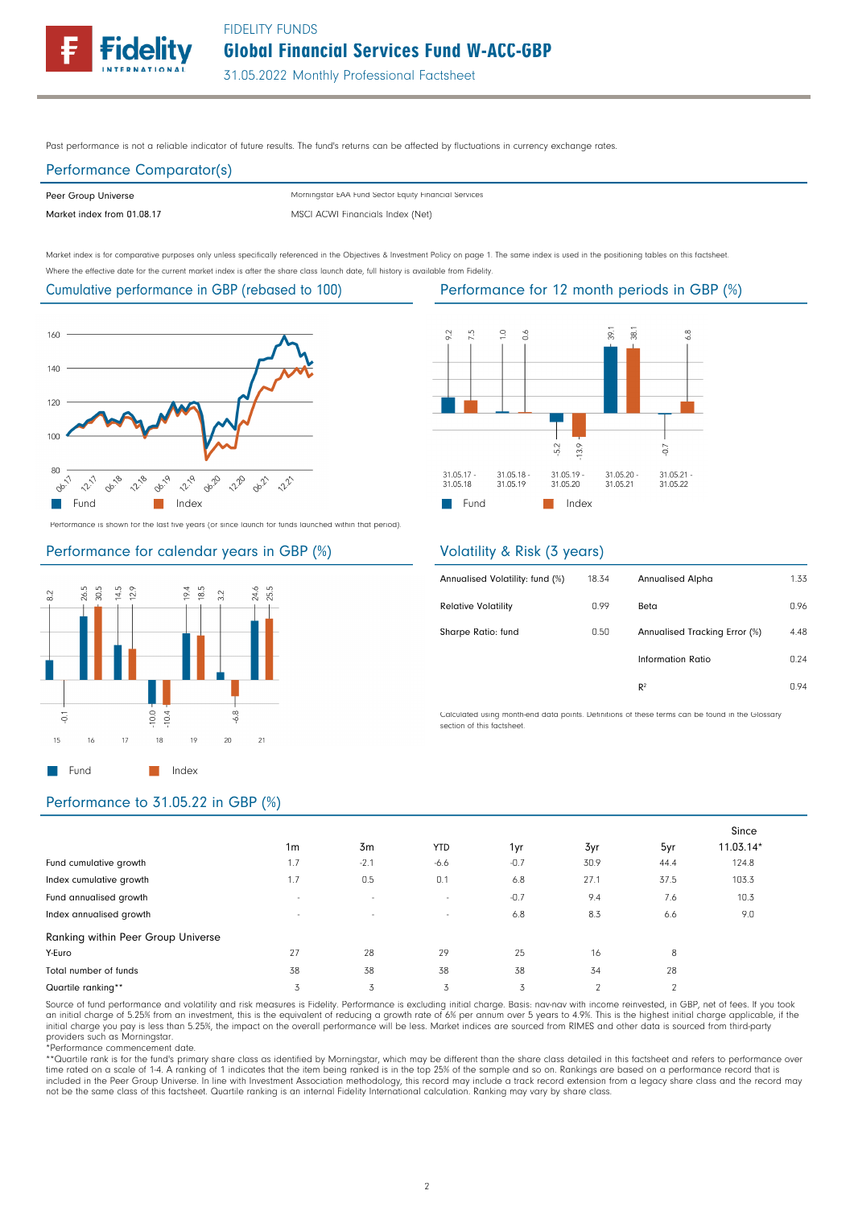# FIDELITY FUNDS

## Global Financial Services Fund W-ACC-GBP

31.05.2022 Monthly Professional Factsheet

Past performance is not a reliable indicator of future results. The fund's returns can be affected by fluctuations in currency exchange rates.

### Performance Comparator(s)

| | |
|---|---|
| Peer Group Universe | Morningstar EAA Fund Sector Equity Financial Services |
| Market index from 01.08.17 | MSCI ACWI Financials Index (Net) |

Market index is for comparative purposes only unless specifically referenced in the Objectives & Investment Policy on page 1. The same index is used in the positioning tables on this factsheet.

Where the effective date for the current market index is after the share class launch date, full history is available from Fidelity.

### Cumulative performance in GBP (rebased to 100)

Performance is shown for the last five years (or since launch for funds launched within that period).

### Performance for 12 month periods in GBP (%)

| | 31.05.17 - 31.05.18 | 31.05.18 - 31.05.19 | 31.05.19 - 31.05.20 | 31.05.20 - 31.05.21 | 31.05.21 - 31.05.22 |
|---|---|---|---|---|---|
| Fund | 9.2 | 1.0 | -5.2 | 39.1 | -0.7 |
| Index | 7.5 | 0.6 | -13.9 | 38.1 | 6.8 |

### Performance for calendar years in GBP (%)

| | 15 | 16 | 17 | 18 | 19 | 20 | 21 |
|---|---|---|---|---|---|---|---|
| Fund | 8.2 | 26.5 | 14.5 | -10.0 | 19.4 | 3.2 | 24.6 |
| Index | -0.1 | 30.5 | 12.9 | -10.4 | 18.5 | -6.8 | 25.5 |

### Volatility & Risk (3 years)

| | | | |
|---|---|---|---|
| Annualised Volatility: fund (%) | 18.34 | Annualised Alpha | 1.33 |
| Relative Volatility | 0.99 | Beta | 0.96 |
| Sharpe Ratio: fund | 0.50 | Annualised Tracking Error (%) | 4.48 |
| | | Information Ratio | 0.24 |
| | | $R^2$ | 0.94 |

Calculated using month-end data points. Definitions of these terms can be found in the Glossary section of this factsheet.

### Performance to 31.05.22 in GBP (%)

| | 1m | 3m | YTD | 1yr | 3yr | 5yr | Since 11.03.14* |
|---|---|---|---|---|---|---|---|
| Fund cumulative growth | 1.7 | -2.1 | -6.6 | -0.7 | 30.9 | 44.4 | 124.8 |
| Index cumulative growth | 1.7 | 0.5 | 0.1 | 6.8 | 27.1 | 37.5 | 103.3 |
| Fund annualised growth | - | - | - | -0.7 | 9.4 | 7.6 | 10.3 |
| Index annualised growth | - | - | - | 6.8 | 8.3 | 6.6 | 9.0 |
| **Ranking within Peer Group Universe** | | | | | | | |
| Y-Euro | 27 | 28 | 29 | 25 | 16 | 8 | |
| Total number of funds | 38 | 38 | 38 | 38 | 34 | 28 | |
| Quartile ranking** | 3 | 3 | 3 | 3 | 2 | 2 | |

Source of fund performance and volatility and risk measures is Fidelity. Performance is excluding initial charge. Basis: nav-nav with income reinvested, in GBP, net of fees. If you took an initial charge of 5.25% from an investment, this is the equivalent of reducing a growth rate of 6% per annum over 5 years to 4.9%. This is the highest initial charge applicable, if the initial charge you pay is less than 5.25%, the impact on the overall performance will be less. Market indices are sourced from RIMES and other data is sourced from third-party providers such as Morningstar.

*Performance commencement date.

**Quartile rank is for the fund's primary share class as identified by Morningstar, which may be different than the share class detailed in this factsheet and refers to performance over time rated on a scale of 1-4. A ranking of 1 indicates that the item being ranked is in the top 25% of the sample and so on. Rankings are based on a performance record that is included in the Peer Group Universe. In line with Investment Association methodology, this record may include a track record extension from a legacy share class and the record may not be the same class of this factsheet. Quartile ranking is an internal Fidelity International calculation. Ranking may vary by share class.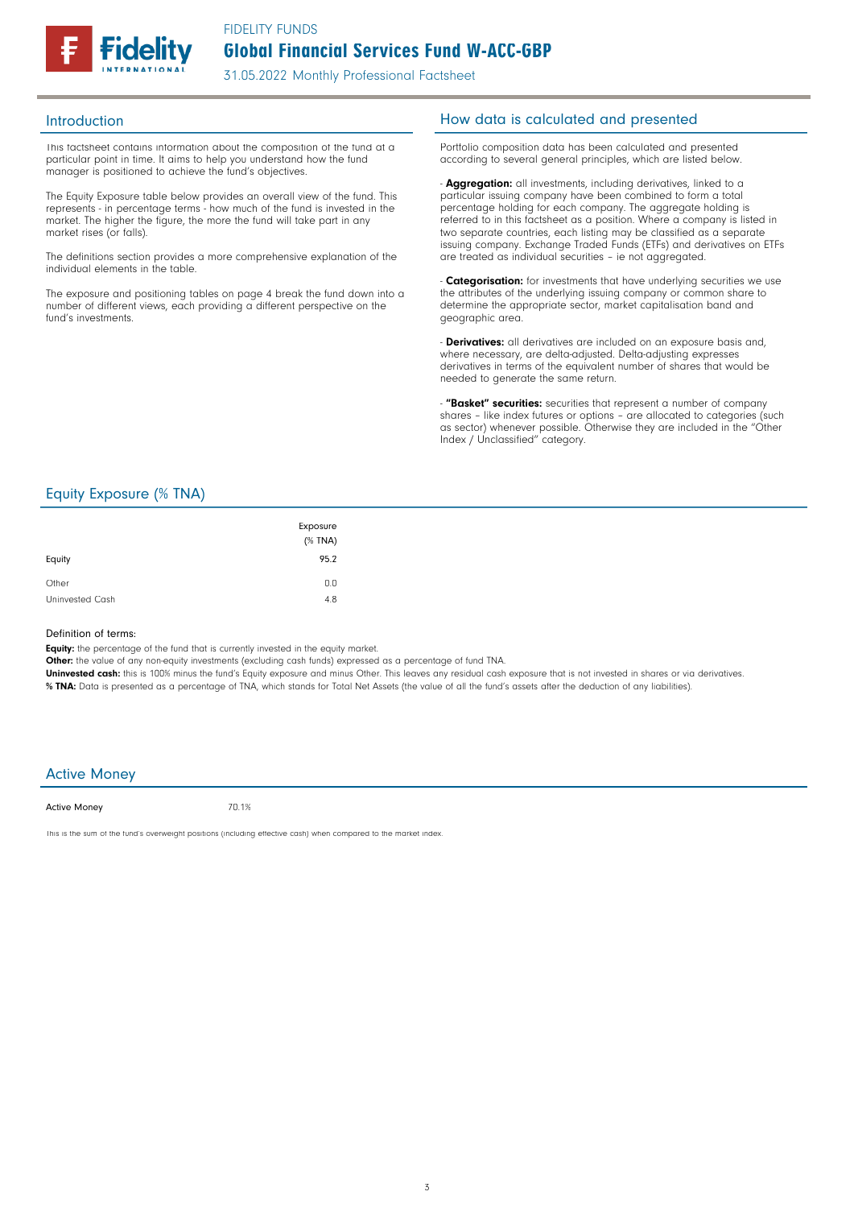FIDELITY FUNDS

# Global Financial Services Fund W-ACC-GBP

31.05.2022 Monthly Professional Factsheet

## Introduction

This factsheet contains information about the composition of the fund at a particular point in time. It aims to help you understand how the fund manager is positioned to achieve the fund's objectives.

The Equity Exposure table below provides an overall view of the fund. This represents - in percentage terms - how much of the fund is invested in the market. The higher the figure, the more the fund will take part in any market rises (or falls).

The definitions section provides a more comprehensive explanation of the individual elements in the table.

The exposure and positioning tables on page 4 break the fund down into a number of different views, each providing a different perspective on the fund's investments.

## How data is calculated and presented

Portfolio composition data has been calculated and presented according to several general principles, which are listed below.

- **Aggregation:** all investments, including derivatives, linked to a particular issuing company have been combined to form a total percentage holding for each company. The aggregate holding is referred to in this factsheet as a position. Where a company is listed in two separate countries, each listing may be classified as a separate issuing company. Exchange Traded Funds (ETFs) and derivatives on ETFs are treated as individual securities – ie not aggregated.

- **Categorisation:** for investments that have underlying securities we use the attributes of the underlying issuing company or common share to determine the appropriate sector, market capitalisation band and geographic area.

- **Derivatives:** all derivatives are included on an exposure basis and, where necessary, are delta-adjusted. Delta-adjusting expresses derivatives in terms of the equivalent number of shares that would be needed to generate the same return.

- **"Basket" securities:** securities that represent a number of company shares – like index futures or options – are allocated to categories (such as sector) whenever possible. Otherwise they are included in the "Other Index / Unclassified" category.

## Equity Exposure (% TNA)

| | Exposure (% TNA) |
|---|---|
| Equity | 95.2 |
| Other | 0.0 |
| Uninvested Cash | 4.8 |

Definition of terms:

**Equity:** the percentage of the fund that is currently invested in the equity market.

**Other:** the value of any non-equity investments (excluding cash funds) expressed as a percentage of fund TNA.

**Uninvested cash:** this is 100% minus the fund's Equity exposure and minus Other. This leaves any residual cash exposure that is not invested in shares or via derivatives.

**% TNA:** Data is presented as a percentage of TNA, which stands for Total Net Assets (the value of all the fund's assets after the deduction of any liabilities).

## Active Money

| Active Money | 70.1% |
|---|---|

This is the sum of the fund's overweight positions (including effective cash) when compared to the market index.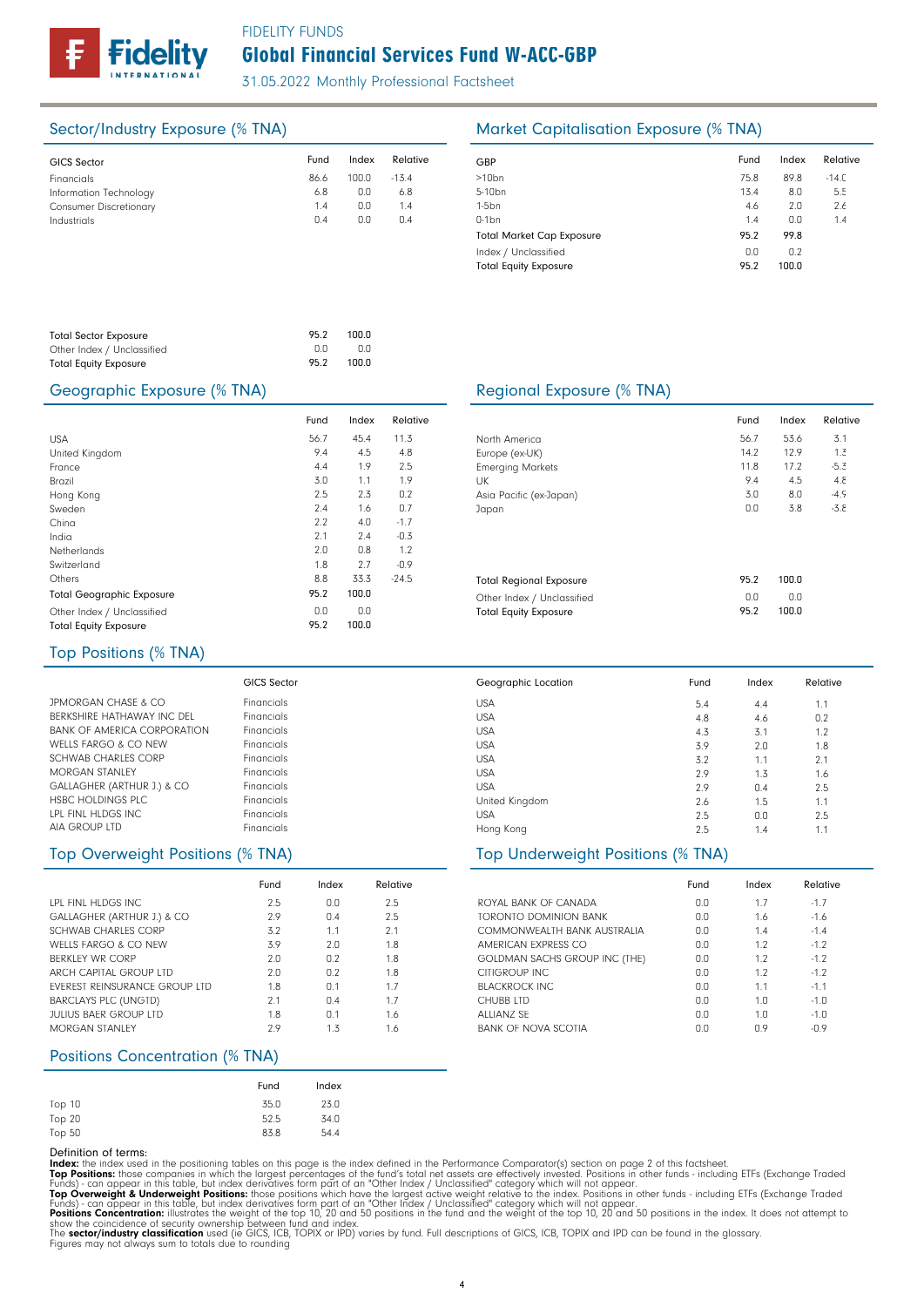# FIDELITY FUNDS

## Global Financial Services Fund W-ACC-GBP

31.05.2022 Monthly Professional Factsheet

### Sector/Industry Exposure (% TNA)

| GICS Sector | Fund | Index | Relative |
|---|---|---|---|
| Financials | 86.6 | 100.0 | -13.4 |
| Information Technology | 6.8 | 0.0 | 6.8 |
| Consumer Discretionary | 1.4 | 0.0 | 1.4 |
| Industrials | 0.4 | 0.0 | 0.4 |
| Total Sector Exposure | 95.2 | 100.0 | |
| Other Index / Unclassified | 0.0 | 0.0 | |
| Total Equity Exposure | 95.2 | 100.0 | |

### Market Capitalisation Exposure (% TNA)

| GBP | Fund | Index | Relative |
|---|---|---|---|
| >10bn | 75.8 | 89.8 | -14.0 |
| 5-10bn | 13.4 | 8.0 | 5.5 |
| 1-5bn | 4.6 | 2.0 | 2.6 |
| 0-1bn | 1.4 | 0.0 | 1.4 |
| Total Market Cap Exposure | 95.2 | 99.8 | |
| Index / Unclassified | 0.0 | 0.2 | |
| Total Equity Exposure | 95.2 | 100.0 | |

### Geographic Exposure (% TNA)

| | Fund | Index | Relative |
|---|---|---|---|
| USA | 56.7 | 45.4 | 11.3 |
| United Kingdom | 9.4 | 4.5 | 4.8 |
| France | 4.4 | 1.9 | 2.5 |
| Brazil | 3.0 | 1.1 | 1.9 |
| Hong Kong | 2.5 | 2.3 | 0.2 |
| Sweden | 2.4 | 1.6 | 0.7 |
| China | 2.2 | 4.0 | -1.7 |
| India | 2.1 | 2.4 | -0.3 |
| Netherlands | 2.0 | 0.8 | 1.2 |
| Switzerland | 1.8 | 2.7 | -0.9 |
| Others | 8.8 | 33.3 | -24.5 |
| Total Geographic Exposure | 95.2 | 100.0 | |
| Other Index / Unclassified | 0.0 | 0.0 | |
| Total Equity Exposure | 95.2 | 100.0 | |

### Regional Exposure (% TNA)

| | Fund | Index | Relative |
|---|---|---|---|
| North America | 56.7 | 53.6 | 3.1 |
| Europe (ex-UK) | 14.2 | 12.9 | 1.3 |
| Emerging Markets | 11.8 | 17.2 | -5.3 |
| UK | 9.4 | 4.5 | 4.8 |
| Asia Pacific (ex-Japan) | 3.0 | 8.0 | -4.9 |
| Japan | 0.0 | 3.8 | -3.8 |
| Total Regional Exposure | 95.2 | 100.0 | |
| Other Index / Unclassified | 0.0 | 0.0 | |
| Total Equity Exposure | 95.2 | 100.0 | |

### Top Positions (% TNA)

| | GICS Sector | Geographic Location | Fund | Index | Relative |
|---|---|---|---|---|---|
| JPMORGAN CHASE & CO | Financials | USA | 5.4 | 4.4 | 1.1 |
| BERKSHIRE HATHAWAY INC DEL | Financials | USA | 4.8 | 4.6 | 0.2 |
| BANK OF AMERICA CORPORATION | Financials | USA | 4.3 | 3.1 | 1.2 |
| WELLS FARGO & CO NEW | Financials | USA | 3.9 | 2.0 | 1.8 |
| SCHWAB CHARLES CORP | Financials | USA | 3.2 | 1.1 | 2.1 |
| MORGAN STANLEY | Financials | USA | 2.9 | 1.3 | 1.6 |
| GALLAGHER (ARTHUR J.) & CO | Financials | USA | 2.9 | 0.4 | 2.5 |
| HSBC HOLDINGS PLC | Financials | United Kingdom | 2.6 | 1.5 | 1.1 |
| LPL FINL HLDGS INC | Financials | USA | 2.5 | 0.0 | 2.5 |
| AIA GROUP LTD | Financials | Hong Kong | 2.5 | 1.4 | 1.1 |

### Top Overweight Positions (% TNA)

| | Fund | Index | Relative |
|---|---|---|---|
| LPL FINL HLDGS INC | 2.5 | 0.0 | 2.5 |
| GALLAGHER (ARTHUR J.) & CO | 2.9 | 0.4 | 2.5 |
| SCHWAB CHARLES CORP | 3.2 | 1.1 | 2.1 |
| WELLS FARGO & CO NEW | 3.9 | 2.0 | 1.8 |
| BERKLEY WR CORP | 2.0 | 0.2 | 1.8 |
| ARCH CAPITAL GROUP LTD | 2.0 | 0.2 | 1.8 |
| EVEREST REINSURANCE GROUP LTD | 1.8 | 0.1 | 1.7 |
| BARCLAYS PLC (UNGTD) | 2.1 | 0.4 | 1.7 |
| JULIUS BAER GROUP LTD | 1.8 | 0.1 | 1.6 |
| MORGAN STANLEY | 2.9 | 1.3 | 1.6 |

### Top Underweight Positions (% TNA)

| | Fund | Index | Relative |
|---|---|---|---|
| ROYAL BANK OF CANADA | 0.0 | 1.7 | -1.7 |
| TORONTO DOMINION BANK | 0.0 | 1.6 | -1.6 |
| COMMONWEALTH BANK AUSTRALIA | 0.0 | 1.4 | -1.4 |
| AMERICAN EXPRESS CO | 0.0 | 1.2 | -1.2 |
| GOLDMAN SACHS GROUP INC (THE) | 0.0 | 1.2 | -1.2 |
| CITIGROUP INC | 0.0 | 1.2 | -1.2 |
| BLACKROCK INC | 0.0 | 1.1 | -1.1 |
| CHUBB LTD | 0.0 | 1.0 | -1.0 |
| ALLIANZ SE | 0.0 | 1.0 | -1.0 |
| BANK OF NOVA SCOTIA | 0.0 | 0.9 | -0.9 |

### Positions Concentration (% TNA)

| | Fund | Index |
|---|---|---|
| Top 10 | 35.0 | 23.0 |
| Top 20 | 52.5 | 34.0 |
| Top 50 | 83.8 | 54.4 |

Definition of terms:

**Index:** the index used in the positioning tables on this page is the index defined in the Performance Comparator(s) section on page 2 of this factsheet.

**Top Positions:** those companies in which the largest percentages of the fund's total net assets are effectively invested. Positions in other funds - including ETFs (Exchange Traded Funds) - can appear in this table, but index derivatives form part of an "Other Index / Unclassified" category which will not appear.

**Top Overweight & Underweight Positions:** those positions which have the largest active weight relative to the index. Positions in other funds - including ETFs (Exchange Traded Funds) - can appear in this table, but index derivatives form part of an "Other Index / Unclassified" category which will not appear.

**Positions Concentration:** illustrates the weight of the top 10, 20 and 50 positions in the fund and the weight of the top 10, 20 and 50 positions in the index. It does not attempt to show the coincidence of security ownership between fund and index.

The **sector/industry classification** used (ie GICS, ICB, TOPIX or IPD) varies by fund. Full descriptions of GICS, ICB, TOPIX and IPD can be found in the glossary.

Figures may not always sum to totals due to rounding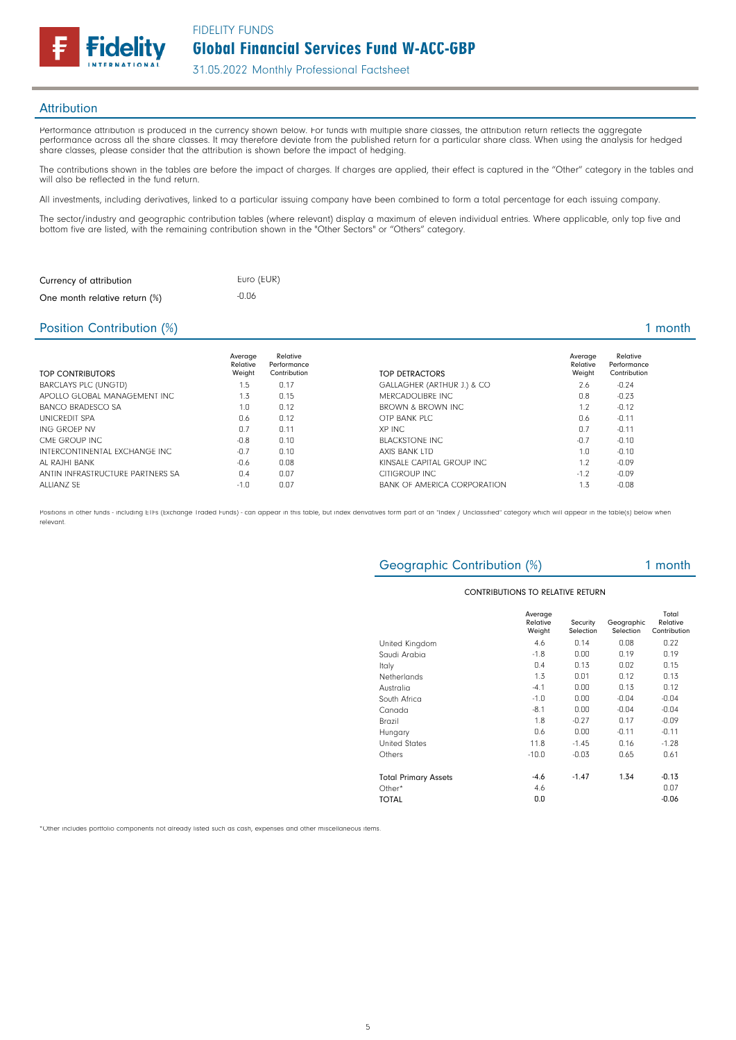## Attribution

Performance attribution is produced in the currency shown below. For funds with multiple share classes, the attribution return reflects the aggregate performance across all the share classes. It may therefore deviate from the published return for a particular share class. When using the analysis for hedged share classes, please consider that the attribution is shown before the impact of hedging.

The contributions shown in the tables are before the impact of charges. If charges are applied, their effect is captured in the "Other" category in the tables and will also be reflected in the fund return.

All investments, including derivatives, linked to a particular issuing company have been combined to form a total percentage for each issuing company.

The sector/industry and geographic contribution tables (where relevant) display a maximum of eleven individual entries. Where applicable, only top five and bottom five are listed, with the remaining contribution shown in the "Other Sectors" or "Others" category.

| | |
|---|---|
| Currency of attribution | Euro (EUR) |
| One month relative return (%) | -0.06 |

## Position Contribution (%) — 1 month

| TOP CONTRIBUTORS | Average Relative Weight | Relative Performance Contribution |
|---|---|---|
| BARCLAYS PLC (UNGTD) | 1.5 | 0.17 |
| APOLLO GLOBAL MANAGEMENT INC | 1.3 | 0.15 |
| BANCO BRADESCO SA | 1.0 | 0.12 |
| UNICREDIT SPA | 0.6 | 0.12 |
| ING GROEP NV | 0.7 | 0.11 |
| CME GROUP INC | -0.8 | 0.10 |
| INTERCONTINENTAL EXCHANGE INC | -0.7 | 0.10 |
| AL RAJHI BANK | -0.6 | 0.08 |
| ANTIN INFRASTRUCTURE PARTNERS SA | 0.4 | 0.07 |
| ALLIANZ SE | -1.0 | 0.07 |

| TOP DETRACTORS | Average Relative Weight | Relative Performance Contribution |
|---|---|---|
| GALLAGHER (ARTHUR J.) & CO | 2.6 | -0.24 |
| MERCADOLIBRE INC | 0.8 | -0.23 |
| BROWN & BROWN INC | 1.2 | -0.12 |
| OTP BANK PLC | 0.6 | -0.11 |
| XP INC | 0.7 | -0.11 |
| BLACKSTONE INC | -0.7 | -0.10 |
| AXIS BANK LTD | 1.0 | -0.10 |
| KINSALE CAPITAL GROUP INC | 1.2 | -0.09 |
| CITIGROUP INC | -1.2 | -0.09 |
| BANK OF AMERICA CORPORATION | 1.3 | -0.08 |

Positions in other funds - including ETFs (Exchange Traded Funds) - can appear in this table, but index derivatives form part of an "Index / Unclassified" category which will appear in the table(s) below when relevant.

## Geographic Contribution (%) — 1 month

CONTRIBUTIONS TO RELATIVE RETURN

| | Average Relative Weight | Security Selection | Geographic Selection | Total Relative Contribution |
|---|---|---|---|---|
| United Kingdom | 4.6 | 0.14 | 0.08 | 0.22 |
| Saudi Arabia | -1.8 | 0.00 | 0.19 | 0.19 |
| Italy | 0.4 | 0.13 | 0.02 | 0.15 |
| Netherlands | 1.3 | 0.01 | 0.12 | 0.13 |
| Australia | -4.1 | 0.00 | 0.13 | 0.12 |
| South Africa | -1.0 | 0.00 | -0.04 | -0.04 |
| Canada | -8.1 | 0.00 | -0.04 | -0.04 |
| Brazil | 1.8 | -0.27 | 0.17 | -0.09 |
| Hungary | 0.6 | 0.00 | -0.11 | -0.11 |
| United States | 11.8 | -1.45 | 0.16 | -1.28 |
| Others | -10.0 | -0.03 | 0.65 | 0.61 |
| Total Primary Assets | -4.6 | -1.47 | 1.34 | -0.13 |
| Other* | 4.6 | | | 0.07 |
| TOTAL | 0.0 | | | -0.06 |

*Other includes portfolio components not already listed such as cash, expenses and other miscellaneous items.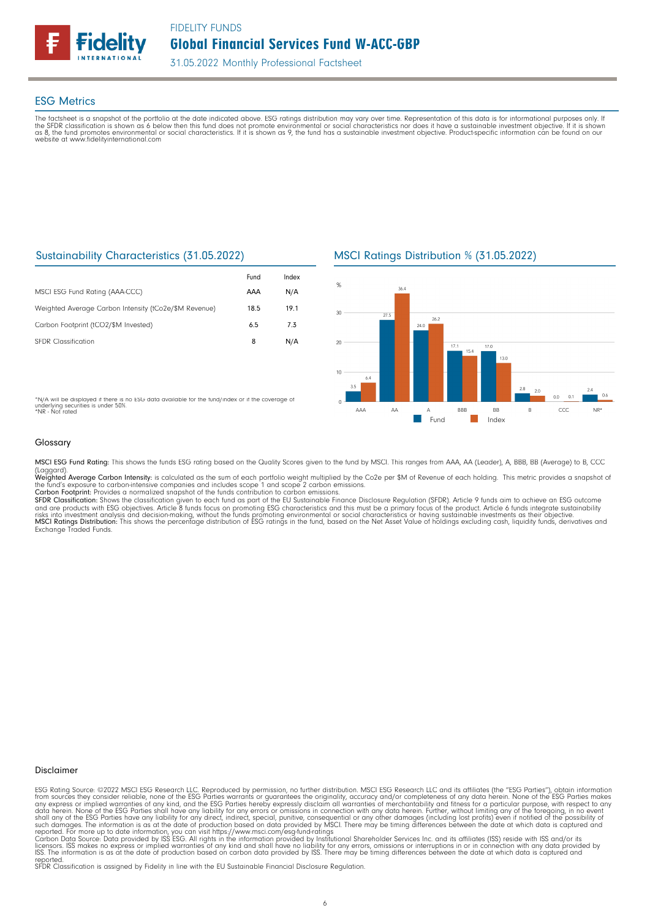FIDELITY FUNDS

# Global Financial Services Fund W-ACC-GBP

31.05.2022 Monthly Professional Factsheet

## ESG Metrics

The factsheet is a snapshot of the portfolio at the date indicated above. ESG ratings distribution may vary over time. Representation of this data is for informational purposes only. If the SFDR classification is shown as 6 below then this fund does not promote environmental or social characteristics nor does it have a sustainable investment objective. If it is shown as 8, the fund promotes environmental or social characteristics. If it is shown as 9, the fund has a sustainable investment objective. Product-specific information can be found on our website at www.fidelityinternational.com

### Sustainability Characteristics (31.05.2022)

| | Fund | Index |
|---|---|---|
| MSCI ESG Fund Rating (AAA-CCC) | AAA | N/A |
| Weighted Average Carbon Intensity (tCo2e/$M Revenue) | 18.5 | 19.1 |
| Carbon Footprint (tCO2/$M Invested) | 6.5 | 7.3 |
| SFDR Classification | 8 | N/A |

*N/A will be displayed if there is no ESG data available for the fund/index or if the coverage of underlying securities is under 50%.
*NR - Not rated

### MSCI Ratings Distribution % (31.05.2022)

| | Fund | Index |
|---|---|---|
| AAA | 3.5 | 6.4 |
| AA | 27.5 | 36.4 |
| A | 24.0 | 26.2 |
| BBB | 17.1 | 15.4 |
| BB | 17.0 | 13.0 |
| B | 2.8 | 2.0 |
| CCC | 0.0 | 0.1 |
| NR* | 2.4 | 0.6 |

### Glossary

**MSCI ESG Fund Rating:** This shows the funds ESG rating based on the Quality Scores given to the fund by MSCI. This ranges from AAA, AA (Leader), A, BBB, BB (Average) to B, CCC (Laggard).
**Weighted Average Carbon Intensity:** is calculated as the sum of each portfolio weight multiplied by the Co2e per $M of Revenue of each holding. This metric provides a snapshot of the fund's exposure to carbon-intensive companies and includes scope 1 and scope 2 carbon emissions.
**Carbon Footprint:** Provides a normalized snapshot of the funds contribution to carbon emissions.
**SFDR Classification:** Shows the classification given to each fund as part of the EU Sustainable Finance Disclosure Regulation (SFDR). Article 9 funds aim to achieve an ESG outcome and are products with ESG objectives. Article 8 funds focus on promoting ESG characteristics and this must be a primary focus of the product. Article 6 funds integrate sustainability risks into investment analysis and decision-making, without the funds promoting environmental or social characteristics or having sustainable investments as their objective.
**MSCI Ratings Distribution:** This shows the percentage distribution of ESG ratings in the fund, based on the Net Asset Value of holdings excluding cash, liquidity funds, derivatives and Exchange Traded Funds.

### Disclaimer

ESG Rating Source: ©2022 MSCI ESG Research LLC. Reproduced by permission, no further distribution. MSCI ESG Research LLC and its affiliates (the "ESG Parties"), obtain information from sources they consider reliable, none of the ESG Parties warrants or guarantees the originality, accuracy and/or completeness of any data herein. None of the ESG Parties makes any express or implied warranties of any kind, and the ESG Parties hereby expressly disclaim all warranties of merchantability and fitness for a particular purpose, with respect to any data herein. None of the ESG Parties shall have any liability for any errors or omissions in connection with any data herein. Further, without limiting any of the foregoing, in no event shall any of the ESG Parties have any liability for any direct, indirect, special, punitive, consequential or any other damages (including lost profits) even if notified of the possibility of such damages. The information is as at the date of production based on data provided by MSCI. There may be timing differences between the date at which data is captured and reported. For more up to date information, you can visit https://www.msci.com/esg-fund-ratings
Carbon Data Source: Data provided by ISS ESG. All rights in the information provided by Institutional Shareholder Services Inc. and its affiliates (ISS) reside with ISS and/or its licensors. ISS makes no express or implied warranties of any kind and shall have no liability for any errors, omissions or interruptions in or in connection with any data provided by ISS. The information is as at the date of production based on carbon data provided by ISS. There may be timing differences between the date at which data is captured and reported.
SFDR Classification is assigned by Fidelity in line with the EU Sustainable Financial Disclosure Regulation.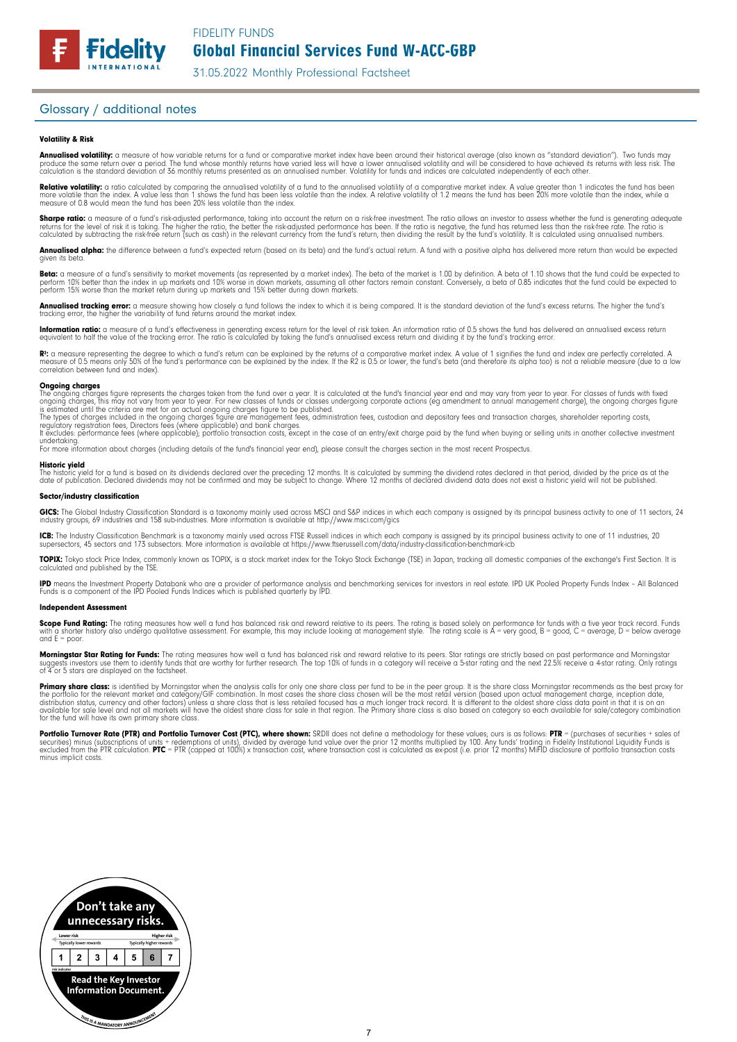## Glossary / additional notes

### Volatility & Risk

**Annualised volatility:** a measure of how variable returns for a fund or comparative market index have been around their historical average (also known as "standard deviation"). Two funds may produce the same return over a period. The fund whose monthly returns have varied less will have a lower annualised volatility and will be considered to have achieved its returns with less risk. The calculation is the standard deviation of 36 monthly returns presented as an annualised number. Volatility for funds and indices are calculated independently of each other.

**Relative volatility:** a ratio calculated by comparing the annualised volatility of a fund to the annualised volatility of a comparative market index. A value greater than 1 indicates the fund has been more volatile than the index. A value less than 1 shows the fund has been less volatile than the index. A relative volatility of 1.2 means the fund has been 20% more volatile than the index, while a measure of 0.8 would mean the fund has been 20% less volatile than the index.

**Sharpe ratio:** a measure of a fund's risk-adjusted performance, taking into account the return on a risk-free investment. The ratio allows an investor to assess whether the fund is generating adequate returns for the level of risk it is taking. The higher the ratio, the better the risk-adjusted performance has been. If the ratio is negative, the fund has returned less than the risk-free rate. The ratio is calculated by subtracting the risk-free return (such as cash) in the relevant currency from the fund's return, then dividing the result by the fund's volatility. It is calculated using annualised numbers.

**Annualised alpha:** the difference between a fund's expected return (based on its beta) and the fund's actual return. A fund with a positive alpha has delivered more return than would be expected given its beta.

**Beta:** a measure of a fund's sensitivity to market movements (as represented by a market index). The beta of the market is 1.00 by definition. A beta of 1.10 shows that the fund could be expected to perform 10% better than the index in up markets and 10% worse in down markets, assuming all other factors remain constant. Conversely, a beta of 0.85 indicates that the fund could be expected to perform 15% worse than the market return during up markets and 15% better during down markets.

**Annualised tracking error:** a measure showing how closely a fund follows the index to which it is being compared. It is the standard deviation of the fund's excess returns. The higher the fund's tracking error, the higher the variability of fund returns around the market index.

**Information ratio:** a measure of a fund's effectiveness in generating excess return for the level of risk taken. An information ratio of 0.5 shows the fund has delivered an annualised excess return equivalent to half the value of the tracking error. The ratio is calculated by taking the fund's annualised excess return and dividing it by the fund's tracking error.

**$R^2$:** a measure representing the degree to which a fund's return can be explained by the returns of a comparative market index. A value of 1 signifies the fund and index are perfectly correlated. A measure of 0.5 means only 50% of the fund's performance can be explained by the index. If the R2 is 0.5 or lower, the fund's beta (and therefore its alpha too) is not a reliable measure (due to a low correlation between fund and index).

### Ongoing charges

The ongoing charges figure represents the charges taken from the fund over a year. It is calculated at the fund's financial year end and may vary from year to year. For classes of funds with fixed ongoing charges, this may not vary from year to year. For new classes of funds or classes undergoing corporate actions (eg amendment to annual management charge), the ongoing charges figure is estimated until the criteria are met for an actual ongoing charges figure to be published.
The types of charges included in the ongoing charges figure are management fees, administration fees, custodian and depositary fees and transaction charges, shareholder reporting costs, regulatory registration fees, Directors fees (where applicable) and bank charges.
It excludes: performance fees (where applicable); portfolio transaction costs, except in the case of an entry/exit charge paid by the fund when buying or selling units in another collective investment undertaking.
For more information about charges (including details of the fund's financial year end), please consult the charges section in the most recent Prospectus.

### Historic yield

The historic yield for a fund is based on its dividends declared over the preceding 12 months. It is calculated by summing the dividend rates declared in that period, divided by the price as at the date of publication. Declared dividends may not be confirmed and may be subject to change. Where 12 months of declared dividend data does not exist a historic yield will not be published.

### Sector/industry classification

**GICS:** The Global Industry Classification Standard is a taxonomy mainly used across MSCI and S&P indices in which each company is assigned by its principal business activity to one of 11 sectors, 24 industry groups, 69 industries and 158 sub-industries. More information is available at http://www.msci.com/gics

**ICB:** The Industry Classification Benchmark is a taxonomy mainly used across FTSE Russell indices in which each company is assigned by its principal business activity to one of 11 industries, 20 supersectors, 45 sectors and 173 subsectors. More information is available at https://www.ftserussell.com/data/industry-classification-benchmark-icb

**TOPIX:** Tokyo stock Price Index, commonly known as TOPIX, is a stock market index for the Tokyo Stock Exchange (TSE) in Japan, tracking all domestic companies of the exchange's First Section. It is calculated and published by the TSE.

**IPD** means the Investment Property Databank who are a provider of performance analysis and benchmarking services for investors in real estate. IPD UK Pooled Property Funds Index – All Balanced Funds is a component of the IPD Pooled Funds Indices which is published quarterly by IPD.

### Independent Assessment

**Scope Fund Rating:** The rating measures how well a fund has balanced risk and reward relative to its peers. The rating is based solely on performance for funds with a five year track record. Funds with a shorter history also undergo qualitative assessment. For example, this may include looking at management style. The rating scale is A = very good, B = good, C = average, D = below average and E = poor.

**Morningstar Star Rating for Funds:** The rating measures how well a fund has balanced risk and reward relative to its peers. Star ratings are strictly based on past performance and Morningstar suggests investors use them to identify funds that are worthy for further research. The top 10% of funds in a category will receive a 5-star rating and the next 22.5% receive a 4-star rating. Only ratings of 4 or 5 stars are displayed on the factsheet.

**Primary share class:** is identified by Morningstar when the analysis calls for only one share class per fund to be in the peer group. It is the share class Morningstar recommends as the best proxy for the portfolio for the relevant market and category/GIF combination. In most cases the share class chosen will be the most retail version (based upon actual management charge, inception date, distribution status, currency and other factors) unless a share class that is less retailed focused has a much longer track record. It is different to the oldest share class data point in that it is on an available for sale level and not all markets will have the oldest share class for sale in that region. The Primary share class is also based on category so each available for sale/category combination for the fund will have its own primary share class.

**Portfolio Turnover Rate (PTR) and Portfolio Turnover Cost (PTC), where shown:** SRDII does not define a methodology for these values; ours is as follows: **PTR** = (purchases of securities + sales of securities) minus (subscriptions of units + redemptions of units), divided by average fund value over the prior 12 months multiplied by 100. Any funds' trading in Fidelity Institutional Liquidity Funds is excluded from the PTR calculation. **PTC** = PTR (capped at 100%) x transaction cost, where transaction cost is calculated as ex-post (i.e. prior 12 months) MiFID disclosure of portfolio transaction costs minus implicit costs.

**Don't take any unnecessary risks.**

| Lower risk | | | | | | Higher risk |
|---|---|---|---|---|---|---|
| Typically lower rewards | | | | | | Typically higher rewards |
| 1 | 2 | 3 | 4 | 5 | 6 | 7 |

risk indicator

**Read the Key Investor Information Document.**

THIS IS A MANDATORY ANNOUNCEMENT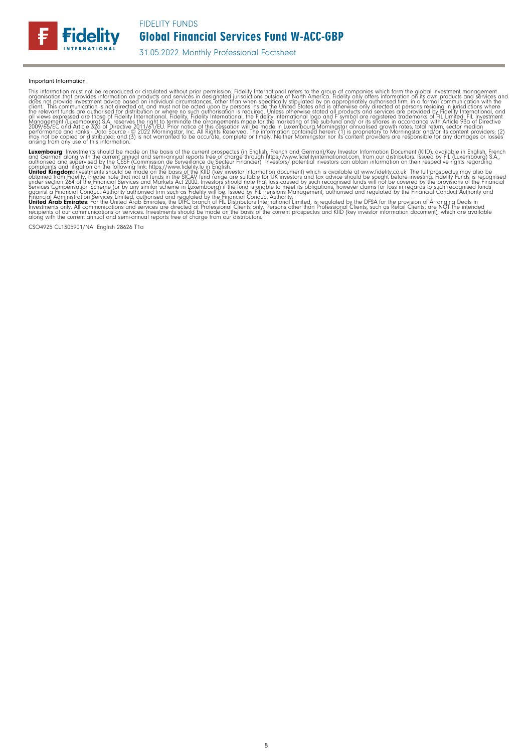Important Information

This information must not be reproduced or circulated without prior permission. Fidelity International refers to the group of companies which form the global investment management organisation that provides information on products and services in designated jurisdictions outside of North America. Fidelity only offers information on its own products and services and does not provide investment advice based on individual circumstances, other than when specifically stipulated by an appropriately authorised firm, in a formal communication with the client. This communication is not directed at, and must not be acted upon by persons inside the United States and is otherwise only directed at persons residing in jurisdictions where the relevant funds are authorised for distribution or where no such authorisation is required. Unless otherwise stated all products and services are provided by Fidelity International, and all views expressed are those of Fidelity International. Fidelity, Fidelity International, the Fidelity International logo and F symbol are registered trademarks of FIL Limited. FIL Investment Management (Luxembourg) S.A. reserves the right to terminate the arrangements made for the marketing of the sub-fund and/ or its shares in accordance with Article 93a of Directive 2009/65/EC and Article 32a of Directive 2011/61/EU. Prior notice of this cessation will be made in Luxembourg.Morningstar annualised growth rates, total return, sector median performance and ranks - Data Source - © 2022 Morningstar, Inc. All Rights Reserved. The information contained herein: (1) is proprietary to Morningstar and/or its content providers; (2) may not be copied or distributed; and (3) is not warranted to be accurate, complete or timely. Neither Morningstar nor its content providers are responsible for any damages or losses arising from any use of this information.

**Luxembourg**: Investments should be made on the basis of the current prospectus (in English, French and German)/Key Investor Information Document (KIID), available in English, French and German along with the current annual and semi-annual reports free of charge through https://www.fidelityinternational.com, from our distributors. Issued by FIL (Luxembourg) S.A., authorised and supervised by the CSSF (Commission de Surveillance du Secteur Financier) Investors/ potential investors can obtain information on their respective rights regarding complaints and litigation on the following link: https://www.fidelity.lu in English.
**United Kingdom**:Investments should be made on the basis of the KIID (key investor information document) which is available at www.fidelity.co.uk The full prospectus may also be obtained from Fidelity. Please note that not all funds in the SICAV fund range are suitable for UK investors and tax advice should be sought before investing. Fidelity Funds is recognised under section 264 of the Financial Services and Markets Act 2000. Investors should note that loss caused by such recognised funds will not be covered by the provisions of the Financial Services Compensation Scheme (or by any similar scheme in Luxembourg) if the fund is unable to meet its obligations, however claims for loss in regards to such recognised funds against a Financial Conduct Authority authorised firm such as Fidelity will be. Issued by FIL Pensions Management, authorised and regulated by the Financial Conduct Authority and Financial Administration Services Limited, authorised and regulated by the Financial Conduct Authority.
**United Arab Emirates**: For the United Arab Emirates, the DIFC branch of FIL Distributors International Limited, is regulated by the DFSA for the provision of Arranging Deals in Investments only. All communications and services are directed at Professional Clients only. Persons other than Professional Clients, such as Retail Clients, are NOT the intended recipients of our communications or services. Investments should be made on the basis of the current prospectus and KIID (key investor information document), which are available along with the current annual and semi-annual reports free of charge from our distributors.

CSO4925 CL1305901/NA English 28626 T1a